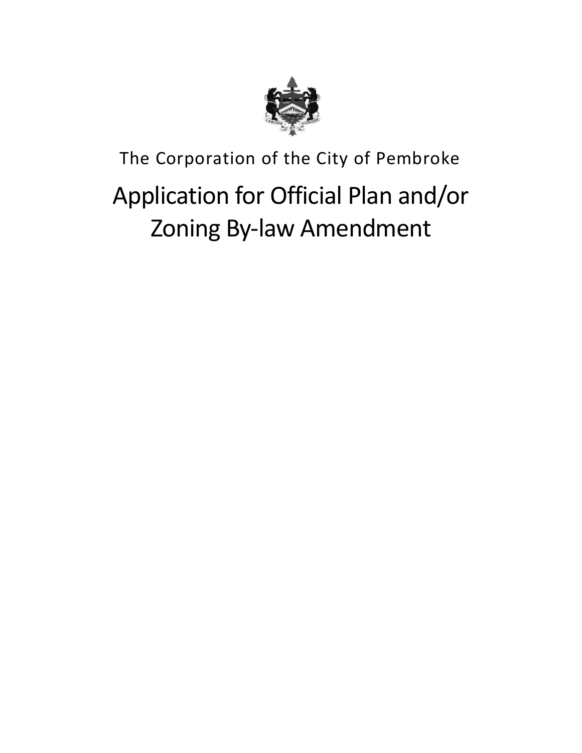The Corporation of the City of Pembroke

# Application for Official Plan and/or Zoning By-law Amendment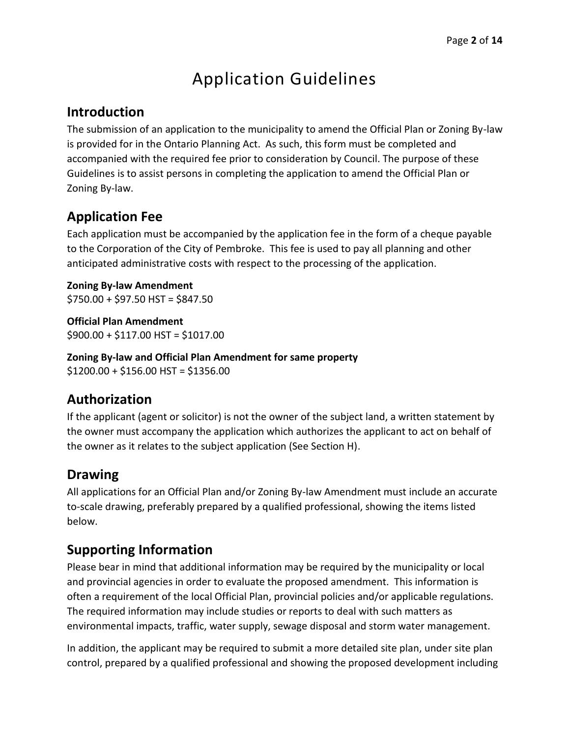# Application Guidelines

## Introduction

The submission of an application to the municipality to amend the Official Plan or Zoning By-law is provided for in the Ontario Planning Act. As such, this form must be completed and accompanied with the required fee prior to consideration by Council. The purpose of these Guidelines is to assist persons in completing the application to amend the Official Plan or Zoning By-law.

## Application Fee

Each application must be accompanied by the application fee in the form of a cheque payable to the Corporation of the City of Pembroke. This fee is used to pay all planning and other anticipated administrative costs with respect to the processing of the application.

**Zoning By-law Amendment**
$750.00 + $97.50 HST = $847.50

**Official Plan Amendment**
$900.00 + $117.00 HST = $1017.00

**Zoning By-law and Official Plan Amendment for same property**
$1200.00 + $156.00 HST = $1356.00

## Authorization

If the applicant (agent or solicitor) is not the owner of the subject land, a written statement by the owner must accompany the application which authorizes the applicant to act on behalf of the owner as it relates to the subject application (See Section H).

## Drawing

All applications for an Official Plan and/or Zoning By-law Amendment must include an accurate to-scale drawing, preferably prepared by a qualified professional, showing the items listed below.

## Supporting Information

Please bear in mind that additional information may be required by the municipality or local and provincial agencies in order to evaluate the proposed amendment. This information is often a requirement of the local Official Plan, provincial policies and/or applicable regulations. The required information may include studies or reports to deal with such matters as environmental impacts, traffic, water supply, sewage disposal and storm water management.

In addition, the applicant may be required to submit a more detailed site plan, under site plan control, prepared by a qualified professional and showing the proposed development including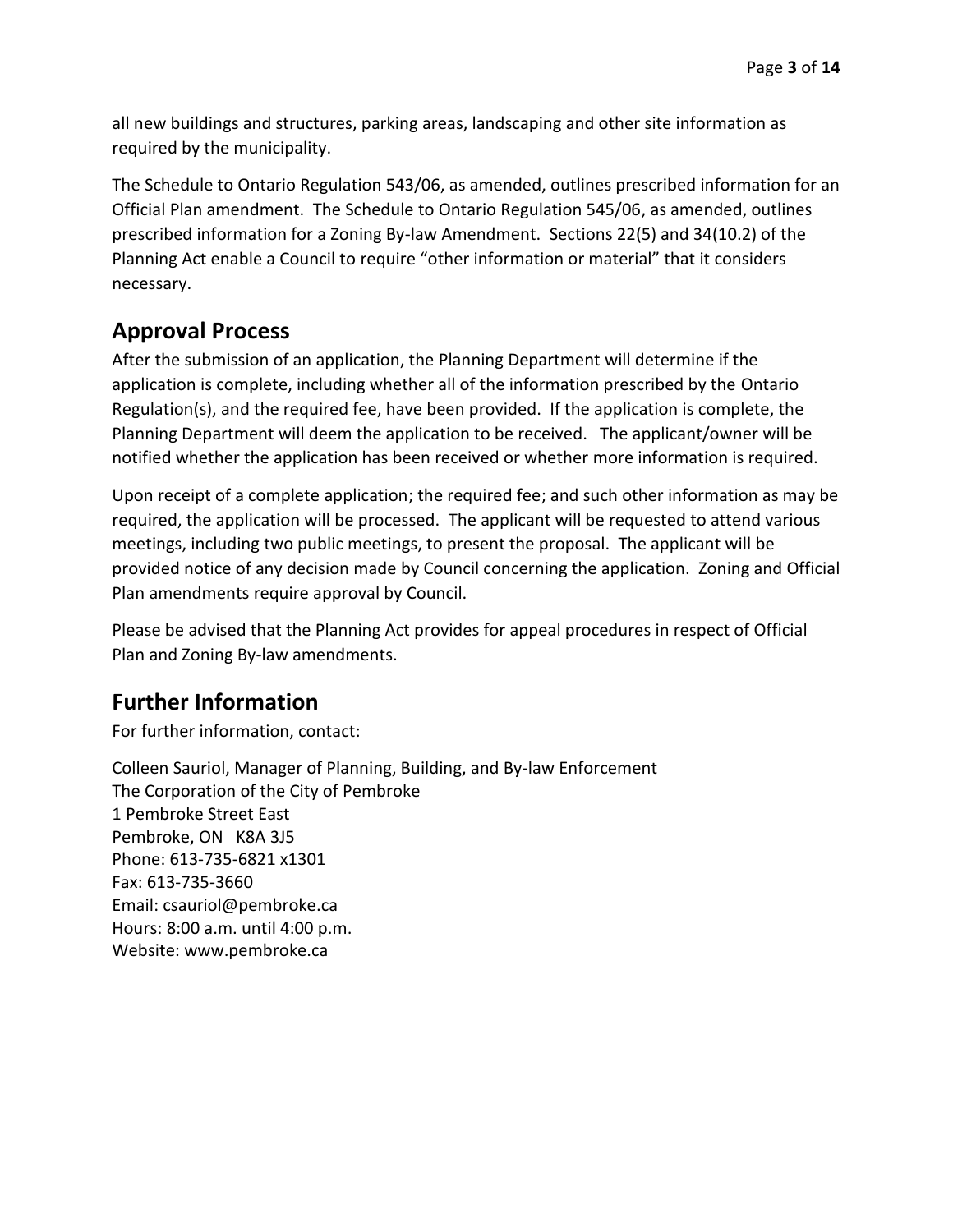all new buildings and structures, parking areas, landscaping and other site information as required by the municipality.

The Schedule to Ontario Regulation 543/06, as amended, outlines prescribed information for an Official Plan amendment. The Schedule to Ontario Regulation 545/06, as amended, outlines prescribed information for a Zoning By-law Amendment. Sections 22(5) and 34(10.2) of the Planning Act enable a Council to require "other information or material" that it considers necessary.

## Approval Process

After the submission of an application, the Planning Department will determine if the application is complete, including whether all of the information prescribed by the Ontario Regulation(s), and the required fee, have been provided. If the application is complete, the Planning Department will deem the application to be received. The applicant/owner will be notified whether the application has been received or whether more information is required.

Upon receipt of a complete application; the required fee; and such other information as may be required, the application will be processed. The applicant will be requested to attend various meetings, including two public meetings, to present the proposal. The applicant will be provided notice of any decision made by Council concerning the application. Zoning and Official Plan amendments require approval by Council.

Please be advised that the Planning Act provides for appeal procedures in respect of Official Plan and Zoning By-law amendments.

## Further Information

For further information, contact:

Colleen Sauriol, Manager of Planning, Building, and By-law Enforcement
The Corporation of the City of Pembroke
1 Pembroke Street East
Pembroke, ON K8A 3J5
Phone: 613-735-6821 x1301
Fax: 613-735-3660
Email: csauriol@pembroke.ca
Hours: 8:00 a.m. until 4:00 p.m.
Website: www.pembroke.ca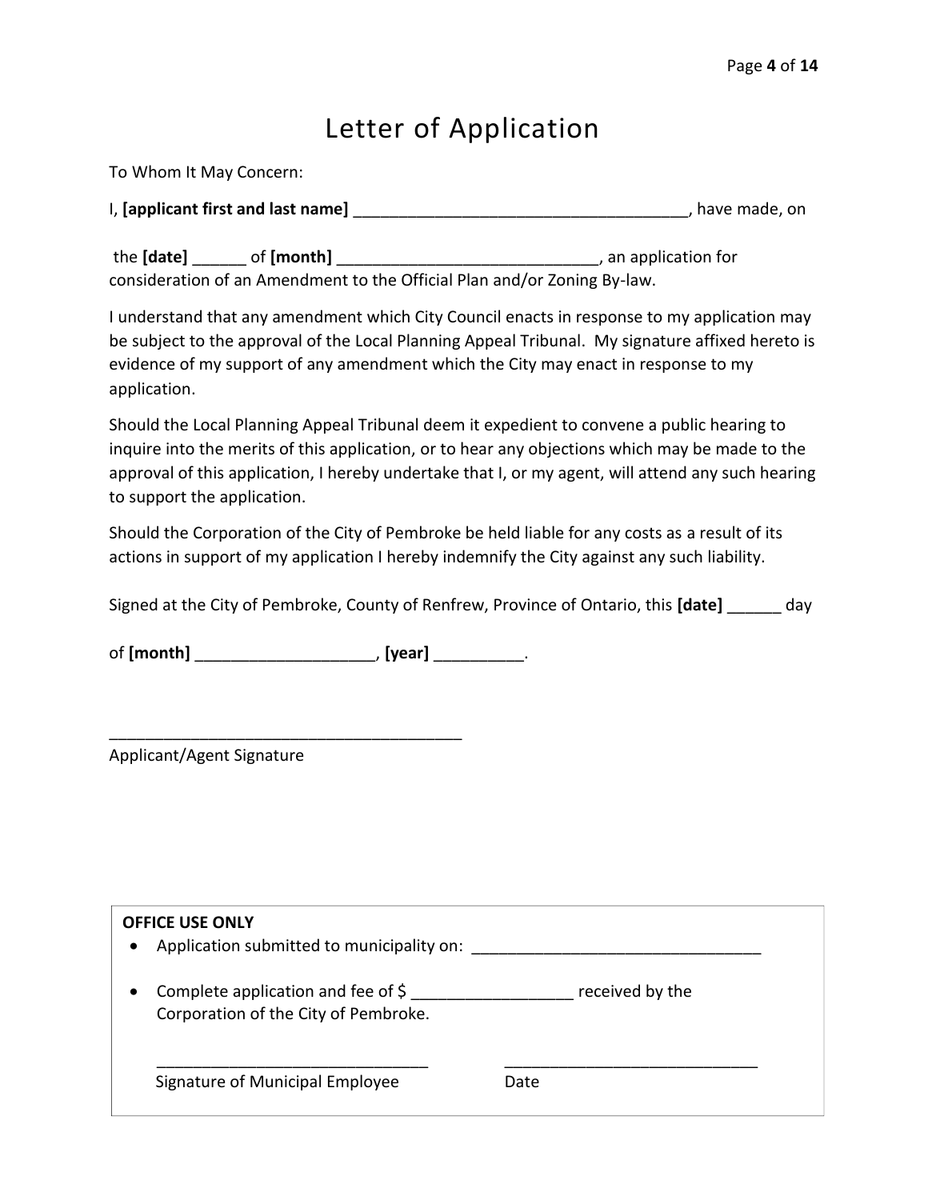# Letter of Application

To Whom It May Concern:

I, **[applicant first and last name]** _____________________________________, have made, on

the **[date]** ______ of **[month]** ____________________________, an application for consideration of an Amendment to the Official Plan and/or Zoning By-law.

I understand that any amendment which City Council enacts in response to my application may be subject to the approval of the Local Planning Appeal Tribunal. My signature affixed hereto is evidence of my support of any amendment which the City may enact in response to my application.

Should the Local Planning Appeal Tribunal deem it expedient to convene a public hearing to inquire into the merits of this application, or to hear any objections which may be made to the approval of this application, I hereby undertake that I, or my agent, will attend any such hearing to support the application.

Should the Corporation of the City of Pembroke be held liable for any costs as a result of its actions in support of my application I hereby indemnify the City against any such liability.

Signed at the City of Pembroke, County of Renfrew, Province of Ontario, this **[date]** ______ day

of **[month]** ___________________, **[year]** _________.

_______________________________________
Applicant/Agent Signature

**OFFICE USE ONLY**

- Application submitted to municipality on: ________________________________
- Complete application and fee of $ _________________ received by the Corporation of the City of Pembroke.

______________________________ ____________________________
Signature of Municipal Employee Date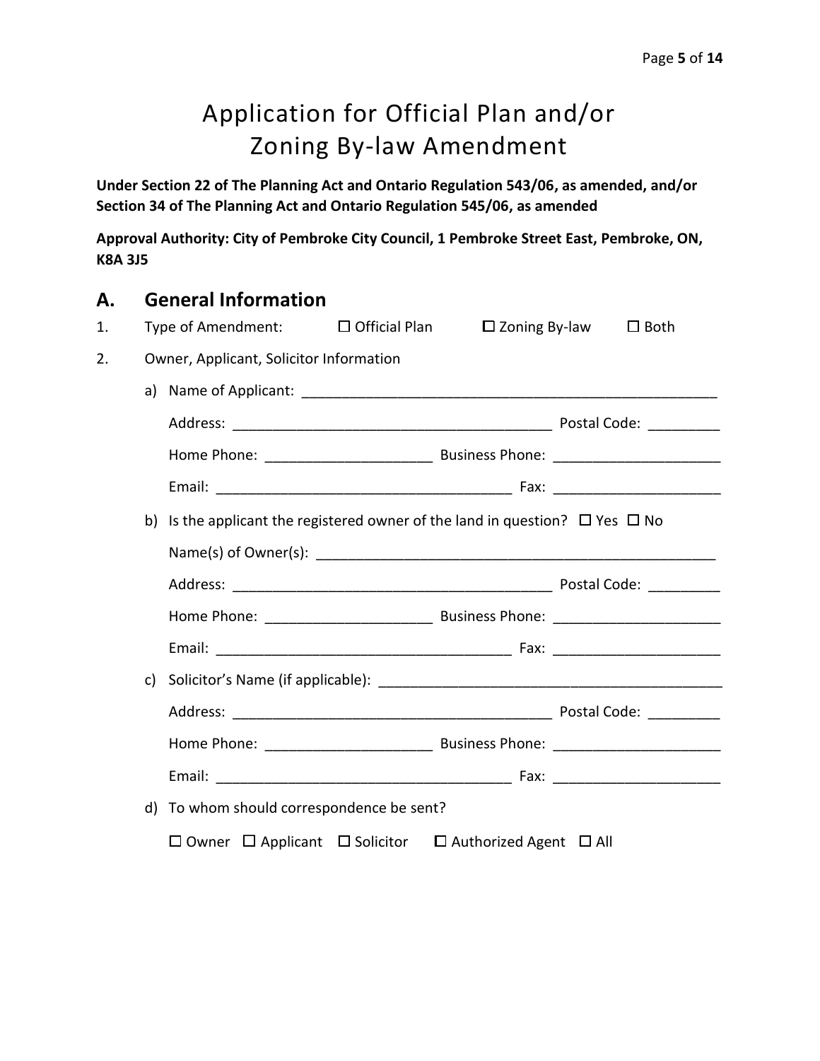# Application for Official Plan and/or Zoning By-law Amendment

**Under Section 22 of The Planning Act and Ontario Regulation 543/06, as amended, and/or Section 34 of The Planning Act and Ontario Regulation 545/06, as amended**

**Approval Authority: City of Pembroke City Council, 1 Pembroke Street East, Pembroke, ON, K8A 3J5**

## A. General Information

1. Type of Amendment: ☐ Official Plan ☐ Zoning By-law ☐ Both

2. Owner, Applicant, Solicitor Information

   a) Name of Applicant: ____________________________________________________

      Address: ________________________________________ Postal Code: _________

      Home Phone: ____________________ Business Phone: ____________________

      Email: ____________________________________ Fax: ____________________

   b) Is the applicant the registered owner of the land in question? ☐ Yes ☐ No

      Name(s) of Owner(s): ______________________________________________

      Address: ________________________________________ Postal Code: _________

      Home Phone: ____________________ Business Phone: ____________________

      Email: ____________________________________ Fax: ____________________

   c) Solicitor's Name (if applicable): ________________________________________

      Address: ________________________________________ Postal Code: _________

      Home Phone: ____________________ Business Phone: ____________________

      Email: ____________________________________ Fax: ____________________

   d) To whom should correspondence be sent?

      ☐ Owner ☐ Applicant ☐ Solicitor ☐ Authorized Agent ☐ All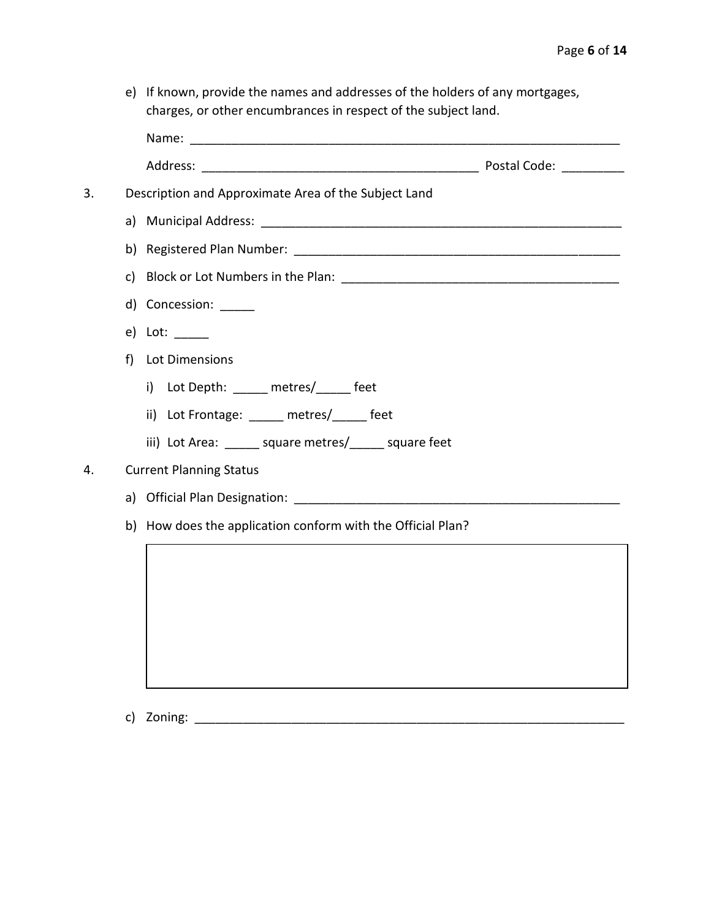e) If known, provide the names and addresses of the holders of any mortgages, charges, or other encumbrances in respect of the subject land.

   Name: ______________________________________________________________

   Address: ________________________________________ Postal Code: _________

3. Description and Approximate Area of the Subject Land

   a) Municipal Address: ____________________________________________________

   b) Registered Plan Number: ________________________________________________

   c) Block or Lot Numbers in the Plan: ________________________________________

   d) Concession: _____

   e) Lot: _____

   f) Lot Dimensions

      i) Lot Depth: _____ metres/_____ feet

      ii) Lot Frontage: _____ metres/_____ feet

      iii) Lot Area: _____ square metres/_____ square feet

4. Current Planning Status

   a) Official Plan Designation: _______________________________________________

   b) How does the application conform with the Official Plan?

   |   |
   |---|
   |   |

   c) Zoning: ______________________________________________________________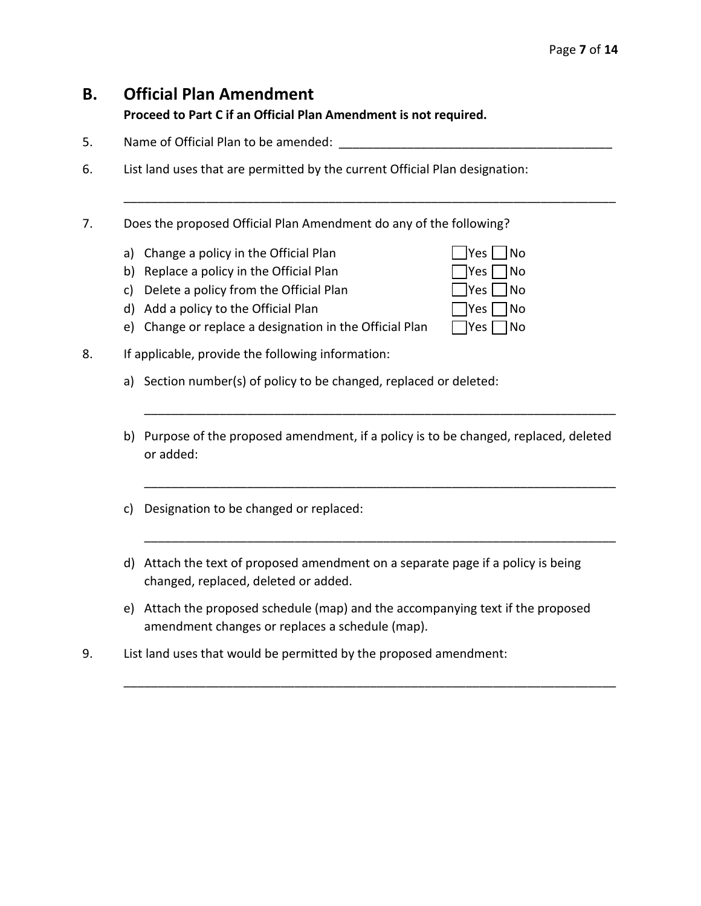## B. Official Plan Amendment

**Proceed to Part C if an Official Plan Amendment is not required.**

5. Name of Official Plan to be amended: ________________________________________

6. List land uses that are permitted by the current Official Plan designation:

   ___________________________________________________________________________

7. Does the proposed Official Plan Amendment do any of the following?

   a) Change a policy in the Official Plan ☐Yes ☐No
   b) Replace a policy in the Official Plan ☐Yes ☐No
   c) Delete a policy from the Official Plan ☐Yes ☐No
   d) Add a policy to the Official Plan ☐Yes ☐No
   e) Change or replace a designation in the Official Plan ☐Yes ☐No

8. If applicable, provide the following information:

   a) Section number(s) of policy to be changed, replaced or deleted:

      ______________________________________________________________________

   b) Purpose of the proposed amendment, if a policy is to be changed, replaced, deleted or added:

      ______________________________________________________________________

   c) Designation to be changed or replaced:

      ______________________________________________________________________

   d) Attach the text of proposed amendment on a separate page if a policy is being changed, replaced, deleted or added.

   e) Attach the proposed schedule (map) and the accompanying text if the proposed amendment changes or replaces a schedule (map).

9. List land uses that would be permitted by the proposed amendment:

   ___________________________________________________________________________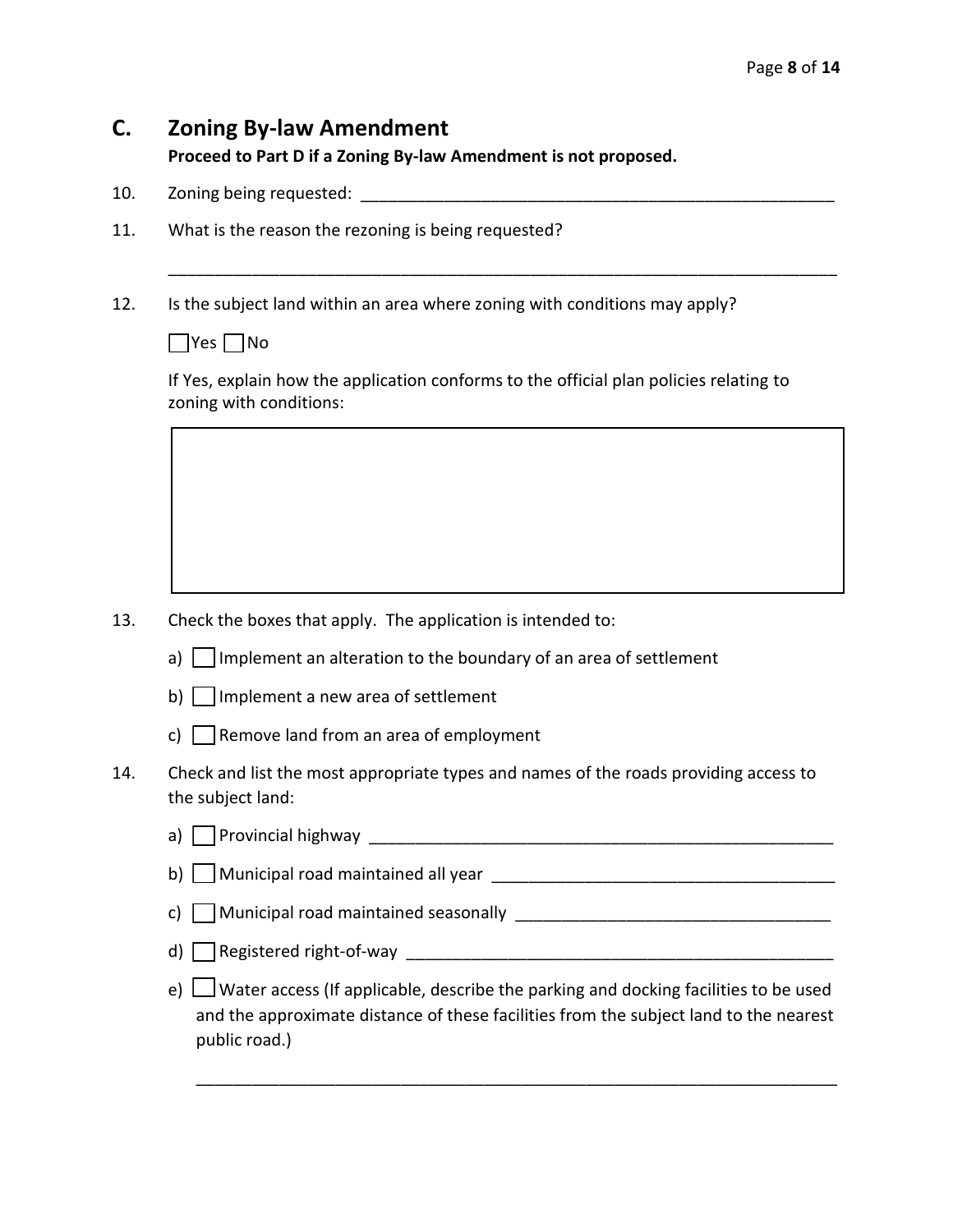## C. Zoning By-law Amendment

**Proceed to Part D if a Zoning By-law Amendment is not proposed.**

10. Zoning being requested: ____________________________________________________

11. What is the reason the rezoning is being requested?

_________________________________________________________________________

12. Is the subject land within an area where zoning with conditions may apply?

☐ Yes ☐ No

If Yes, explain how the application conforms to the official plan policies relating to zoning with conditions:

| |
|---|
| |

13. Check the boxes that apply. The application is intended to:

a) ☐ Implement an alteration to the boundary of an area of settlement

b) ☐ Implement a new area of settlement

c) ☐ Remove land from an area of employment

14. Check and list the most appropriate types and names of the roads providing access to the subject land:

a) ☐ Provincial highway ____________________________________________________

b) ☐ Municipal road maintained all year ____________________________________

c) ☐ Municipal road maintained seasonally __________________________________

d) ☐ Registered right-of-way _______________________________________________

e) ☐ Water access (If applicable, describe the parking and docking facilities to be used and the approximate distance of these facilities from the subject land to the nearest public road.)

_________________________________________________________________________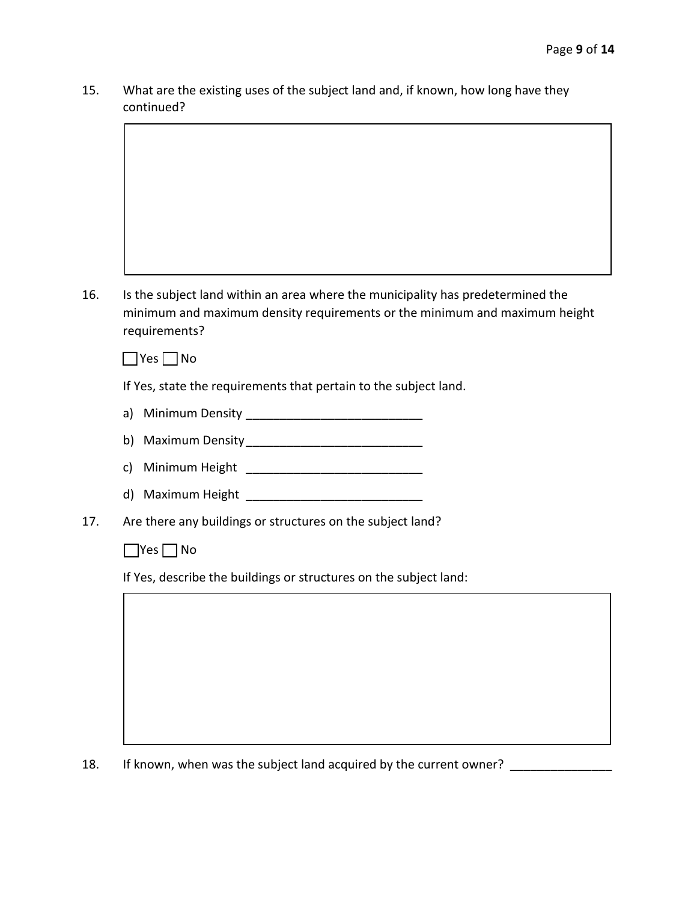15. What are the existing uses of the subject land and, if known, how long have they continued?

16. Is the subject land within an area where the municipality has predetermined the minimum and maximum density requirements or the minimum and maximum height requirements?

☐ Yes ☐ No

If Yes, state the requirements that pertain to the subject land.

a) Minimum Density __________________________

b) Maximum Density__________________________

c) Minimum Height __________________________

d) Maximum Height __________________________

17. Are there any buildings or structures on the subject land?

☐ Yes ☐ No

If Yes, describe the buildings or structures on the subject land:

18. If known, when was the subject land acquired by the current owner? _______________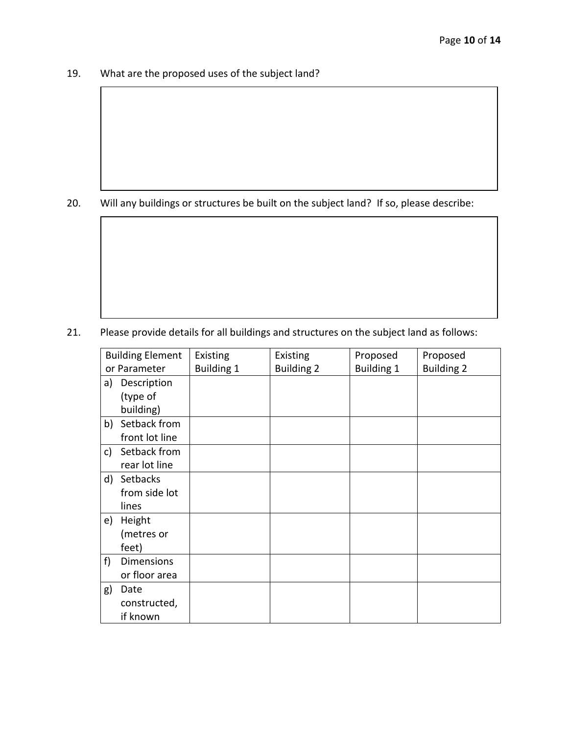19. What are the proposed uses of the subject land?

20. Will any buildings or structures be built on the subject land? If so, please describe:

21. Please provide details for all buildings and structures on the subject land as follows:

| Building Element or Parameter | Existing Building 1 | Existing Building 2 | Proposed Building 1 | Proposed Building 2 |
|---|---|---|---|---|
| a) Description (type of building) | | | | |
| b) Setback from front lot line | | | | |
| c) Setback from rear lot line | | | | |
| d) Setbacks from side lot lines | | | | |
| e) Height (metres or feet) | | | | |
| f) Dimensions or floor area | | | | |
| g) Date constructed, if known | | | | |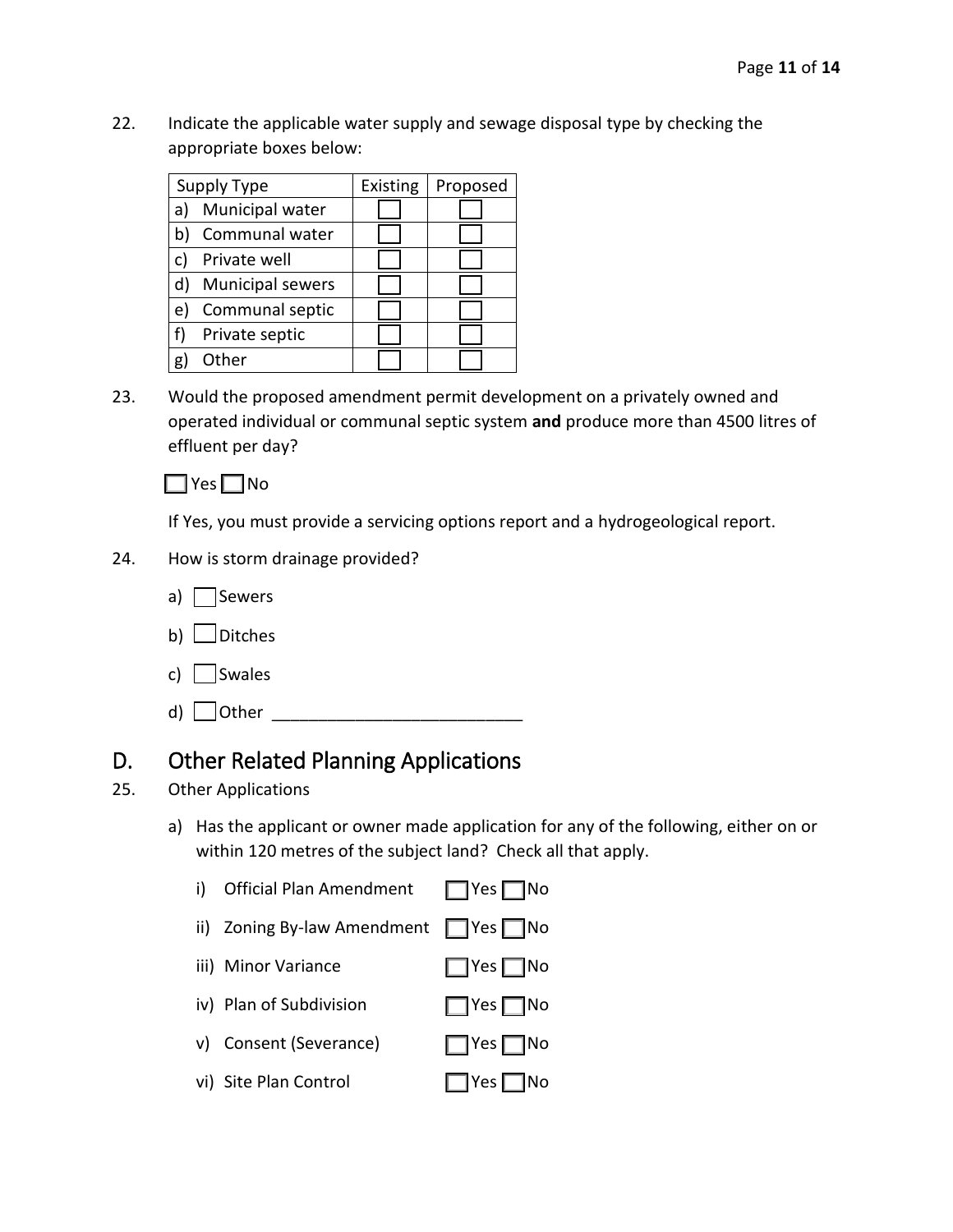22. Indicate the applicable water supply and sewage disposal type by checking the appropriate boxes below:

| Supply Type | Existing | Proposed |
| --- | --- | --- |
| a) Municipal water | ☐ | ☐ |
| b) Communal water | ☐ | ☐ |
| c) Private well | ☐ | ☐ |
| d) Municipal sewers | ☐ | ☐ |
| e) Communal septic | ☐ | ☐ |
| f) Private septic | ☐ | ☐ |
| g) Other | ☐ | ☐ |

23. Would the proposed amendment permit development on a privately owned and operated individual or communal septic system **and** produce more than 4500 litres of effluent per day?

    ☐ Yes ☐ No

    If Yes, you must provide a servicing options report and a hydrogeological report.

24. How is storm drainage provided?

    a) ☐ Sewers

    b) ☐ Ditches

    c) ☐ Swales

    d) ☐ Other ___________________________

## D. Other Related Planning Applications

25. Other Applications

    a) Has the applicant or owner made application for any of the following, either on or within 120 metres of the subject land? Check all that apply.

       i) Official Plan Amendment ☐ Yes ☐ No

       ii) Zoning By-law Amendment ☐ Yes ☐ No

       iii) Minor Variance ☐ Yes ☐ No

       iv) Plan of Subdivision ☐ Yes ☐ No

       v) Consent (Severance) ☐ Yes ☐ No

       vi) Site Plan Control ☐ Yes ☐ No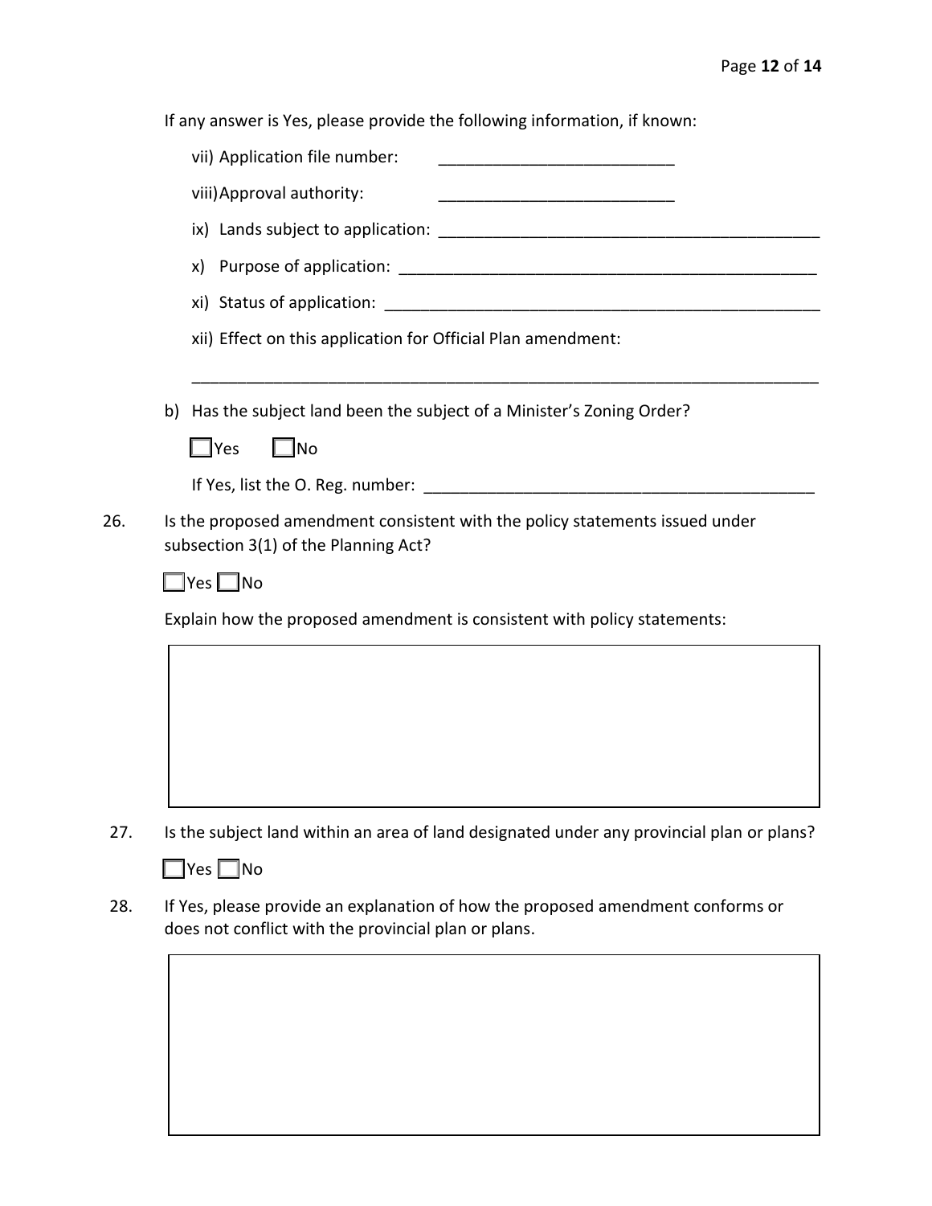If any answer is Yes, please provide the following information, if known:

vii) Application file number: ____________________________

viii) Approval authority: ____________________________

ix) Lands subject to application: ____________________________________________

x) Purpose of application: ________________________________________________

xi) Status of application: _________________________________________________

xii) Effect on this application for Official Plan amendment:

_____________________________________________________________________________

b) Has the subject land been the subject of a Minister's Zoning Order?

☐ Yes ☐ No

If Yes, list the O. Reg. number: ____________________________________________

26. Is the proposed amendment consistent with the policy statements issued under subsection 3(1) of the Planning Act?

☐ Yes ☐ No

Explain how the proposed amendment is consistent with policy statements:

|   |
|---|
|   |

27. Is the subject land within an area of land designated under any provincial plan or plans?

☐ Yes ☐ No

28. If Yes, please provide an explanation of how the proposed amendment conforms or does not conflict with the provincial plan or plans.

|   |
|---|
|   |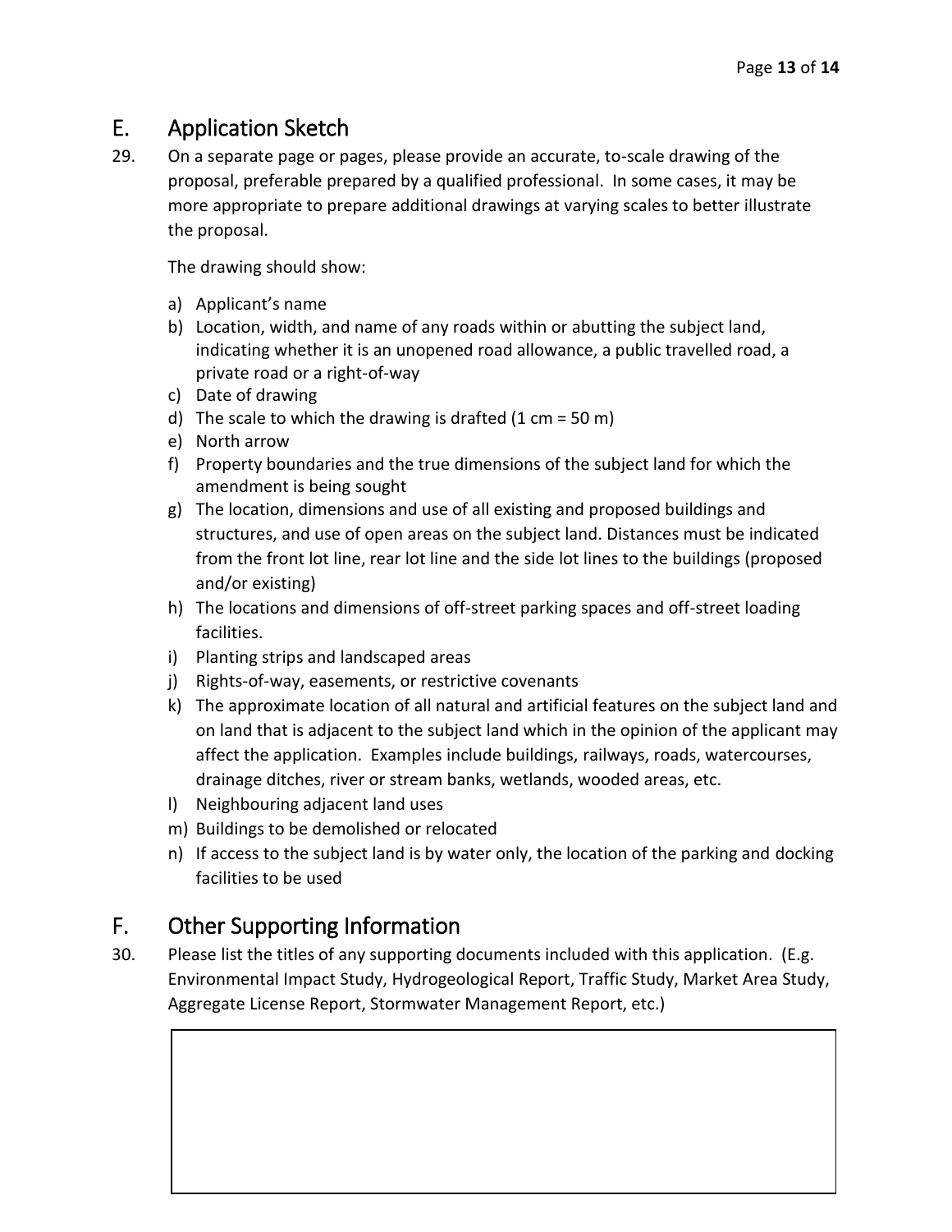## E. Application Sketch

29. On a separate page or pages, please provide an accurate, to-scale drawing of the proposal, preferable prepared by a qualified professional. In some cases, it may be more appropriate to prepare additional drawings at varying scales to better illustrate the proposal.

    The drawing should show:

    a) Applicant's name
    b) Location, width, and name of any roads within or abutting the subject land, indicating whether it is an unopened road allowance, a public travelled road, a private road or a right-of-way
    c) Date of drawing
    d) The scale to which the drawing is drafted (1 cm = 50 m)
    e) North arrow
    f) Property boundaries and the true dimensions of the subject land for which the amendment is being sought
    g) The location, dimensions and use of all existing and proposed buildings and structures, and use of open areas on the subject land. Distances must be indicated from the front lot line, rear lot line and the side lot lines to the buildings (proposed and/or existing)
    h) The locations and dimensions of off-street parking spaces and off-street loading facilities.
    i) Planting strips and landscaped areas
    j) Rights-of-way, easements, or restrictive covenants
    k) The approximate location of all natural and artificial features on the subject land and on land that is adjacent to the subject land which in the opinion of the applicant may affect the application. Examples include buildings, railways, roads, watercourses, drainage ditches, river or stream banks, wetlands, wooded areas, etc.
    l) Neighbouring adjacent land uses
    m) Buildings to be demolished or relocated
    n) If access to the subject land is by water only, the location of the parking and docking facilities to be used

## F. Other Supporting Information

30. Please list the titles of any supporting documents included with this application. (E.g. Environmental Impact Study, Hydrogeological Report, Traffic Study, Market Area Study, Aggregate License Report, Stormwater Management Report, etc.)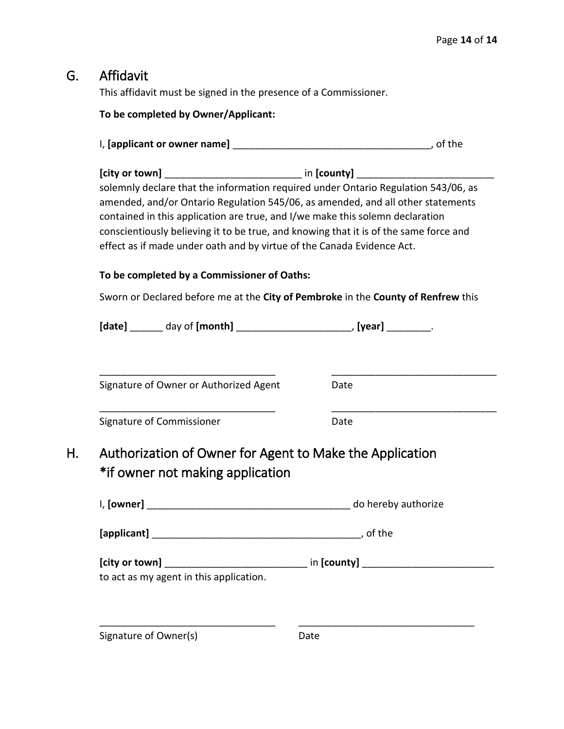## G. Affidavit

This affidavit must be signed in the presence of a Commissioner.

**To be completed by Owner/Applicant:**

I, **[applicant or owner name]** ____________________________________, of the

**[city or town]** _________________________ in **[county]** _________________________ solemnly declare that the information required under Ontario Regulation 543/06, as amended, and/or Ontario Regulation 545/06, as amended, and all other statements contained in this application are true, and I/we make this solemn declaration conscientiously believing it to be true, and knowing that it is of the same force and effect as if made under oath and by virtue of the Canada Evidence Act.

**To be completed by a Commissioner of Oaths:**

Sworn or Declared before me at the **City of Pembroke** in the **County of Renfrew** this

**[date]** ______ day of **[month]** _____________________, **[year]** ________.

_________________________________ _______________________________

Signature of Owner or Authorized Agent Date

_________________________________ _______________________________

Signature of Commissioner Date

## H. Authorization of Owner for Agent to Make the Application *if owner not making application

I, **[owner]** _____________________________________ do hereby authorize

**[applicant]** ______________________________________, of the

**[city or town]** __________________________ in **[county]** ________________________ to act as my agent in this application.

_________________________________ _________________________________

Signature of Owner(s) Date